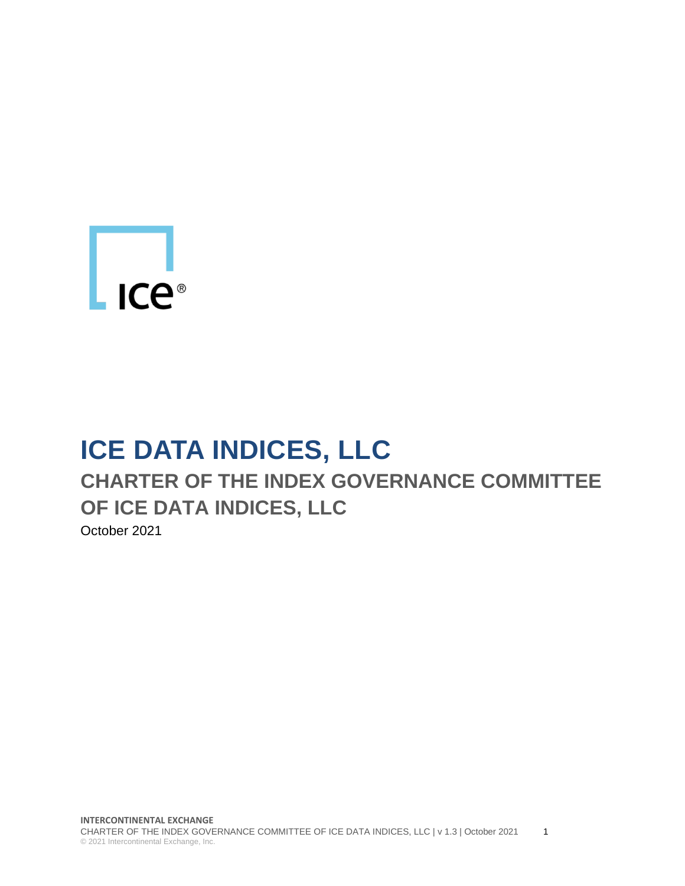# ICE DATA INDICES, LLC

## CHARTER OF THE INDEX GOVERNANCE COMMITTEE OF ICE DATA INDICES, LLC

October 2021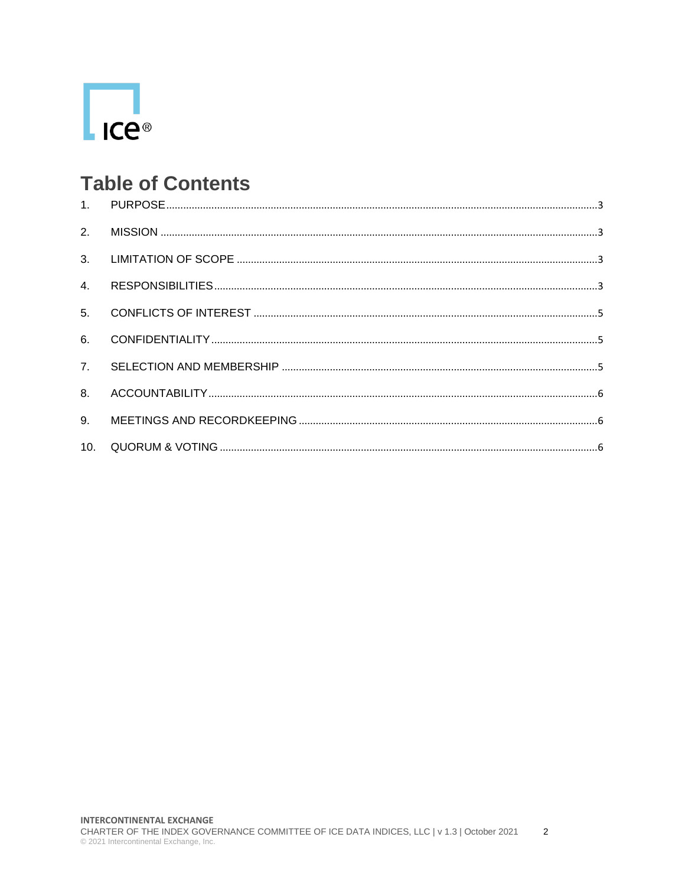# Table of Contents

1. PURPOSE ..... 3
2. MISSION ..... 3
3. LIMITATION OF SCOPE ..... 3
4. RESPONSIBILITIES ..... 3
5. CONFLICTS OF INTEREST ..... 5
6. CONFIDENTIALITY ..... 5
7. SELECTION AND MEMBERSHIP ..... 5
8. ACCOUNTABILITY ..... 6
9. MEETINGS AND RECORDKEEPING ..... 6
10. QUORUM & VOTING ..... 6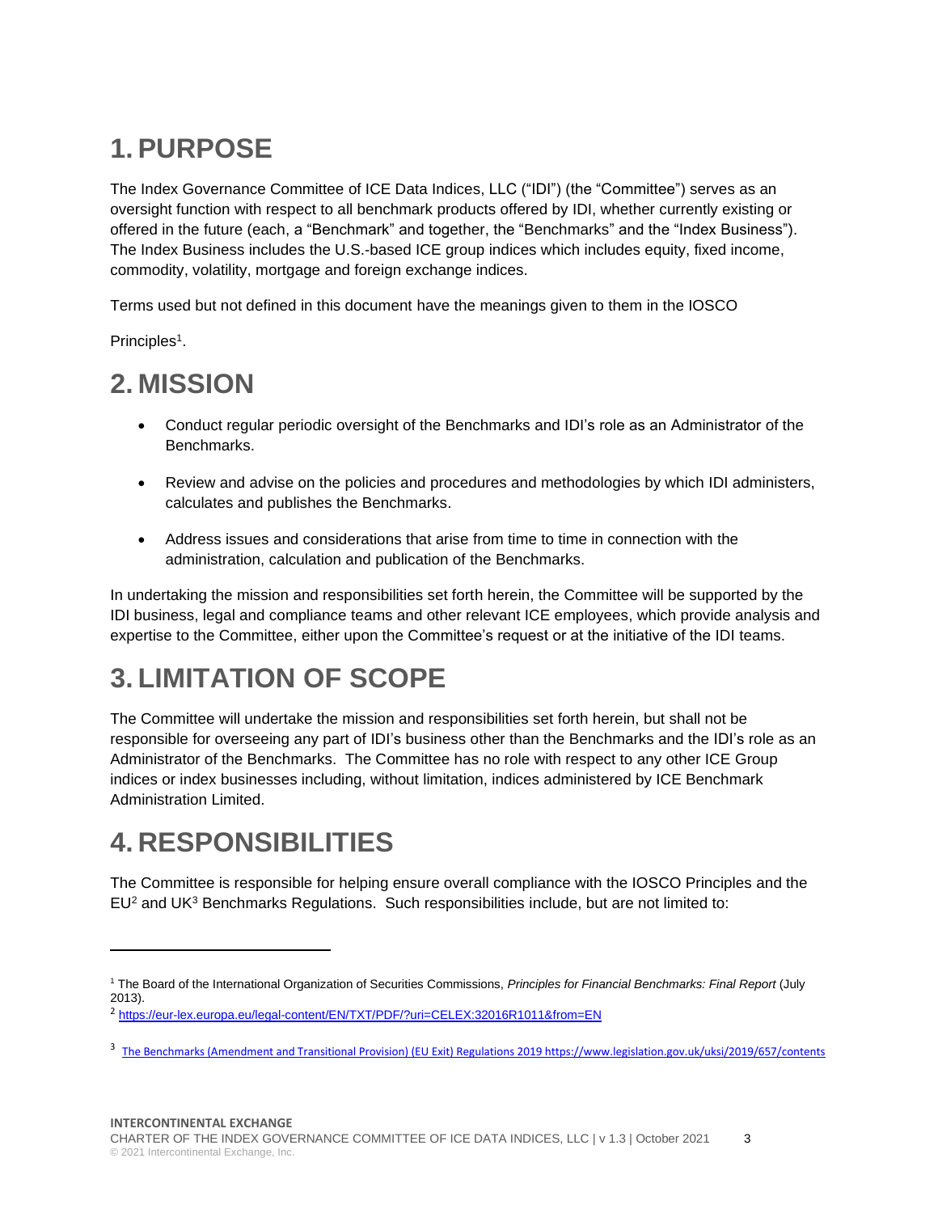# 1. PURPOSE

The Index Governance Committee of ICE Data Indices, LLC ("IDI") (the "Committee") serves as an oversight function with respect to all benchmark products offered by IDI, whether currently existing or offered in the future (each, a "Benchmark" and together, the "Benchmarks" and the "Index Business"). The Index Business includes the U.S.-based ICE group indices which includes equity, fixed income, commodity, volatility, mortgage and foreign exchange indices.

Terms used but not defined in this document have the meanings given to them in the IOSCO Principles[1].

# 2. MISSION

- Conduct regular periodic oversight of the Benchmarks and IDI's role as an Administrator of the Benchmarks.
- Review and advise on the policies and procedures and methodologies by which IDI administers, calculates and publishes the Benchmarks.
- Address issues and considerations that arise from time to time in connection with the administration, calculation and publication of the Benchmarks.

In undertaking the mission and responsibilities set forth herein, the Committee will be supported by the IDI business, legal and compliance teams and other relevant ICE employees, which provide analysis and expertise to the Committee, either upon the Committee's request or at the initiative of the IDI teams.

# 3. LIMITATION OF SCOPE

The Committee will undertake the mission and responsibilities set forth herein, but shall not be responsible for overseeing any part of IDI's business other than the Benchmarks and the IDI's role as an Administrator of the Benchmarks. The Committee has no role with respect to any other ICE Group indices or index businesses including, without limitation, indices administered by ICE Benchmark Administration Limited.

# 4. RESPONSIBILITIES

The Committee is responsible for helping ensure overall compliance with the IOSCO Principles and the EU[2] and UK[3] Benchmarks Regulations. Such responsibilities include, but are not limited to:

---

[1] The Board of the International Organization of Securities Commissions, *Principles for Financial Benchmarks: Final Report* (July 2013).

[2] https://eur-lex.europa.eu/legal-content/EN/TXT/PDF/?uri=CELEX:32016R1011&from=EN

[3] The Benchmarks (Amendment and Transitional Provision) (EU Exit) Regulations 2019 https://www.legislation.gov.uk/uksi/2019/657/contents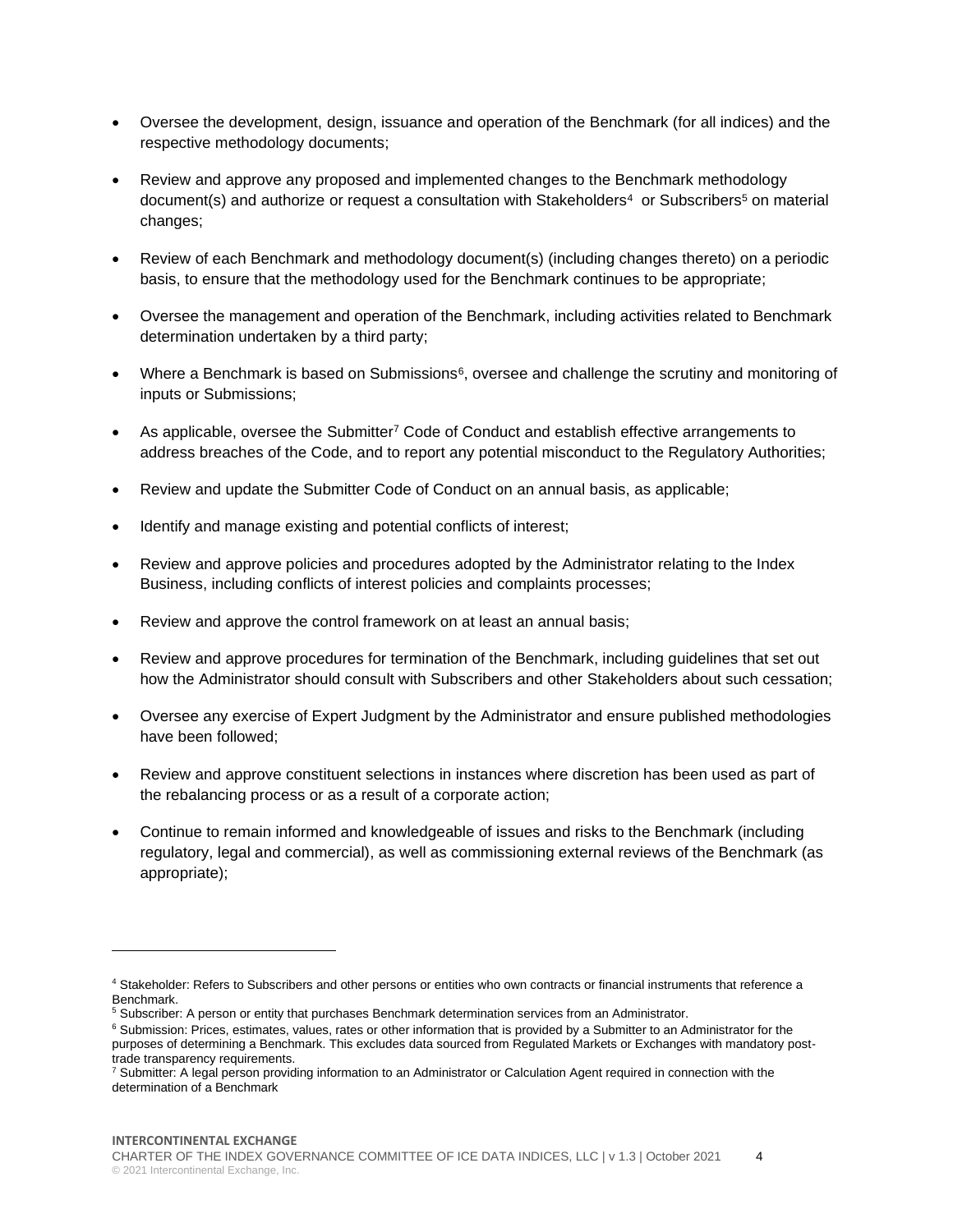- Oversee the development, design, issuance and operation of the Benchmark (for all indices) and the respective methodology documents;
- Review and approve any proposed and implemented changes to the Benchmark methodology document(s) and authorize or request a consultation with Stakeholders[4] or Subscribers[5] on material changes;
- Review of each Benchmark and methodology document(s) (including changes thereto) on a periodic basis, to ensure that the methodology used for the Benchmark continues to be appropriate;
- Oversee the management and operation of the Benchmark, including activities related to Benchmark determination undertaken by a third party;
- Where a Benchmark is based on Submissions[6], oversee and challenge the scrutiny and monitoring of inputs or Submissions;
- As applicable, oversee the Submitter[7] Code of Conduct and establish effective arrangements to address breaches of the Code, and to report any potential misconduct to the Regulatory Authorities;
- Review and update the Submitter Code of Conduct on an annual basis, as applicable;
- Identify and manage existing and potential conflicts of interest;
- Review and approve policies and procedures adopted by the Administrator relating to the Index Business, including conflicts of interest policies and complaints processes;
- Review and approve the control framework on at least an annual basis;
- Review and approve procedures for termination of the Benchmark, including guidelines that set out how the Administrator should consult with Subscribers and other Stakeholders about such cessation;
- Oversee any exercise of Expert Judgment by the Administrator and ensure published methodologies have been followed;
- Review and approve constituent selections in instances where discretion has been used as part of the rebalancing process or as a result of a corporate action;
- Continue to remain informed and knowledgeable of issues and risks to the Benchmark (including regulatory, legal and commercial), as well as commissioning external reviews of the Benchmark (as appropriate);

---

[4] Stakeholder: Refers to Subscribers and other persons or entities who own contracts or financial instruments that reference a Benchmark.

[5] Subscriber: A person or entity that purchases Benchmark determination services from an Administrator.

[6] Submission: Prices, estimates, values, rates or other information that is provided by a Submitter to an Administrator for the purposes of determining a Benchmark. This excludes data sourced from Regulated Markets or Exchanges with mandatory post-trade transparency requirements.

[7] Submitter: A legal person providing information to an Administrator or Calculation Agent required in connection with the determination of a Benchmark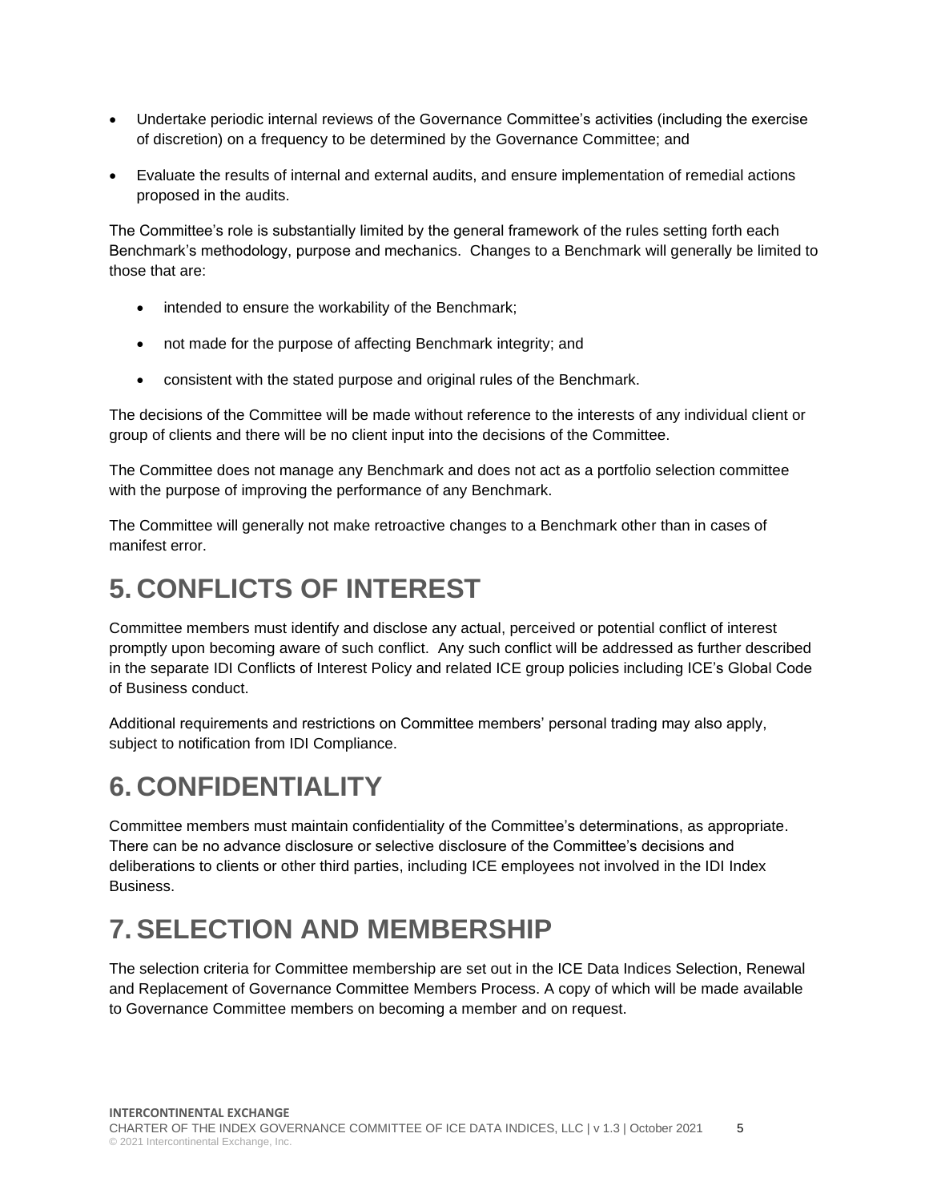- Undertake periodic internal reviews of the Governance Committee's activities (including the exercise of discretion) on a frequency to be determined by the Governance Committee; and
- Evaluate the results of internal and external audits, and ensure implementation of remedial actions proposed in the audits.

The Committee's role is substantially limited by the general framework of the rules setting forth each Benchmark's methodology, purpose and mechanics. Changes to a Benchmark will generally be limited to those that are:

- intended to ensure the workability of the Benchmark;
- not made for the purpose of affecting Benchmark integrity; and
- consistent with the stated purpose and original rules of the Benchmark.

The decisions of the Committee will be made without reference to the interests of any individual client or group of clients and there will be no client input into the decisions of the Committee.

The Committee does not manage any Benchmark and does not act as a portfolio selection committee with the purpose of improving the performance of any Benchmark.

The Committee will generally not make retroactive changes to a Benchmark other than in cases of manifest error.

# 5. CONFLICTS OF INTEREST

Committee members must identify and disclose any actual, perceived or potential conflict of interest promptly upon becoming aware of such conflict. Any such conflict will be addressed as further described in the separate IDI Conflicts of Interest Policy and related ICE group policies including ICE's Global Code of Business conduct.

Additional requirements and restrictions on Committee members' personal trading may also apply, subject to notification from IDI Compliance.

# 6. CONFIDENTIALITY

Committee members must maintain confidentiality of the Committee's determinations, as appropriate. There can be no advance disclosure or selective disclosure of the Committee's decisions and deliberations to clients or other third parties, including ICE employees not involved in the IDI Index Business.

# 7. SELECTION AND MEMBERSHIP

The selection criteria for Committee membership are set out in the ICE Data Indices Selection, Renewal and Replacement of Governance Committee Members Process. A copy of which will be made available to Governance Committee members on becoming a member and on request.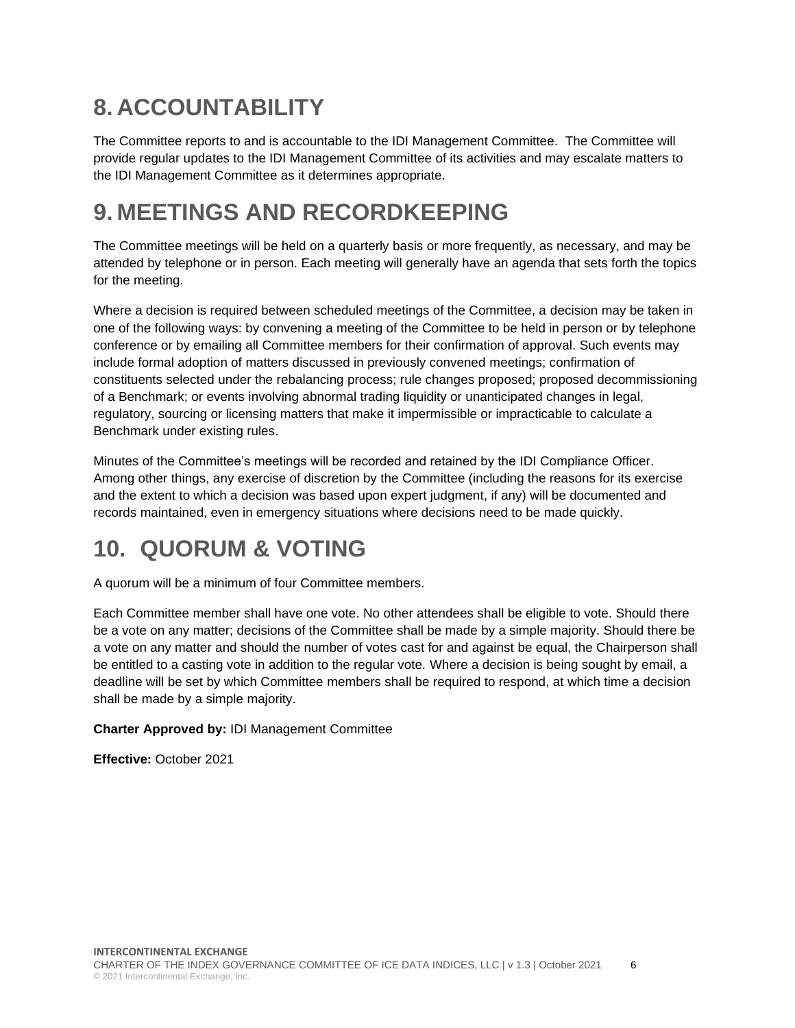# 8. ACCOUNTABILITY

The Committee reports to and is accountable to the IDI Management Committee. The Committee will provide regular updates to the IDI Management Committee of its activities and may escalate matters to the IDI Management Committee as it determines appropriate.

# 9. MEETINGS AND RECORDKEEPING

The Committee meetings will be held on a quarterly basis or more frequently, as necessary, and may be attended by telephone or in person. Each meeting will generally have an agenda that sets forth the topics for the meeting.

Where a decision is required between scheduled meetings of the Committee, a decision may be taken in one of the following ways: by convening a meeting of the Committee to be held in person or by telephone conference or by emailing all Committee members for their confirmation of approval. Such events may include formal adoption of matters discussed in previously convened meetings; confirmation of constituents selected under the rebalancing process; rule changes proposed; proposed decommissioning of a Benchmark; or events involving abnormal trading liquidity or unanticipated changes in legal, regulatory, sourcing or licensing matters that make it impermissible or impracticable to calculate a Benchmark under existing rules.

Minutes of the Committee's meetings will be recorded and retained by the IDI Compliance Officer. Among other things, any exercise of discretion by the Committee (including the reasons for its exercise and the extent to which a decision was based upon expert judgment, if any) will be documented and records maintained, even in emergency situations where decisions need to be made quickly.

# 10. QUORUM & VOTING

A quorum will be a minimum of four Committee members.

Each Committee member shall have one vote. No other attendees shall be eligible to vote. Should there be a vote on any matter; decisions of the Committee shall be made by a simple majority. Should there be a vote on any matter and should the number of votes cast for and against be equal, the Chairperson shall be entitled to a casting vote in addition to the regular vote. Where a decision is being sought by email, a deadline will be set by which Committee members shall be required to respond, at which time a decision shall be made by a simple majority.

**Charter Approved by:** IDI Management Committee

**Effective:** October 2021